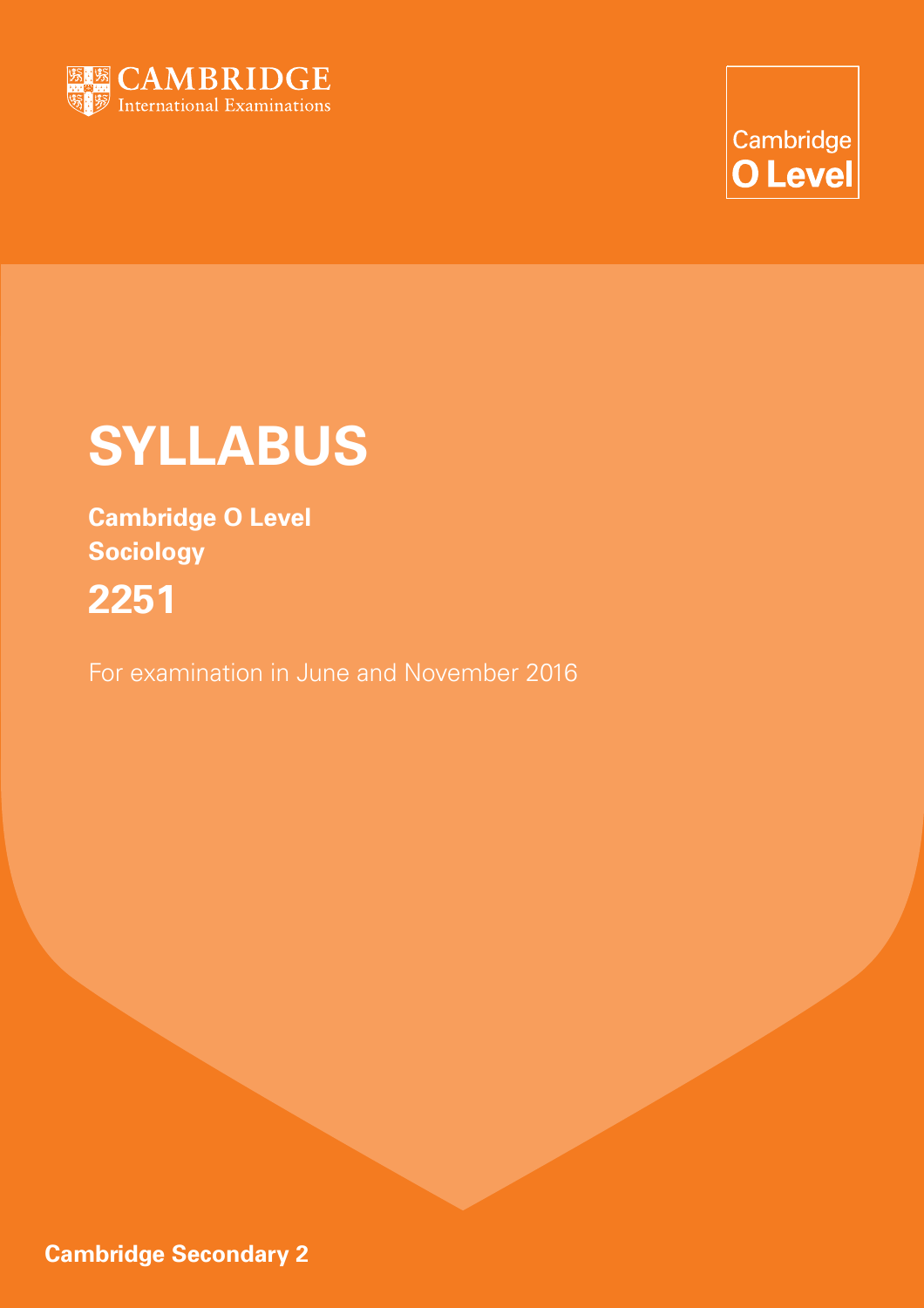CAMBRIDGE
International Examinations

Cambridge
**O Level**

# SYLLABUS

**Cambridge O Level**
**Sociology**

## 2251

For examination in June and November 2016

**Cambridge Secondary 2**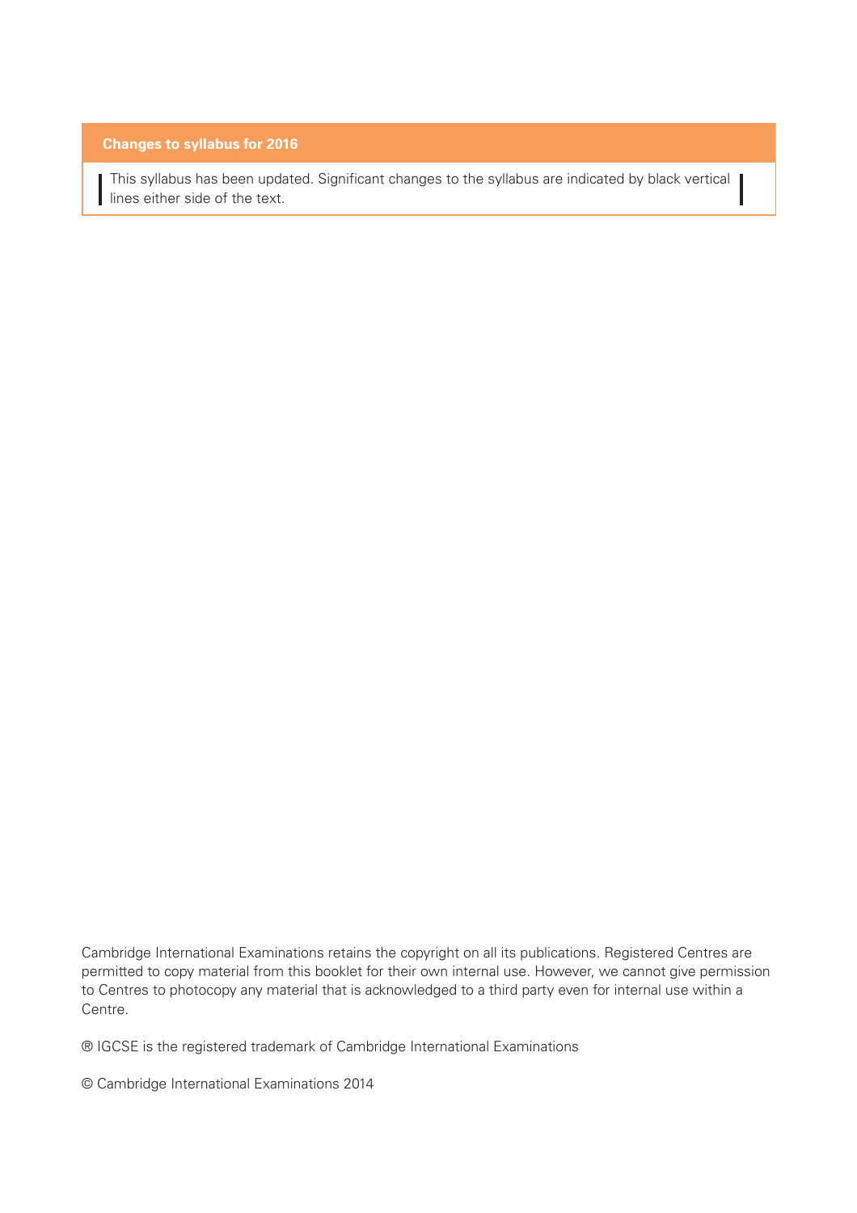**Changes to syllabus for 2016**

This syllabus has been updated. Significant changes to the syllabus are indicated by black vertical lines either side of the text.

Cambridge International Examinations retains the copyright on all its publications. Registered Centres are permitted to copy material from this booklet for their own internal use. However, we cannot give permission to Centres to photocopy any material that is acknowledged to a third party even for internal use within a Centre.

® IGCSE is the registered trademark of Cambridge International Examinations

© Cambridge International Examinations 2014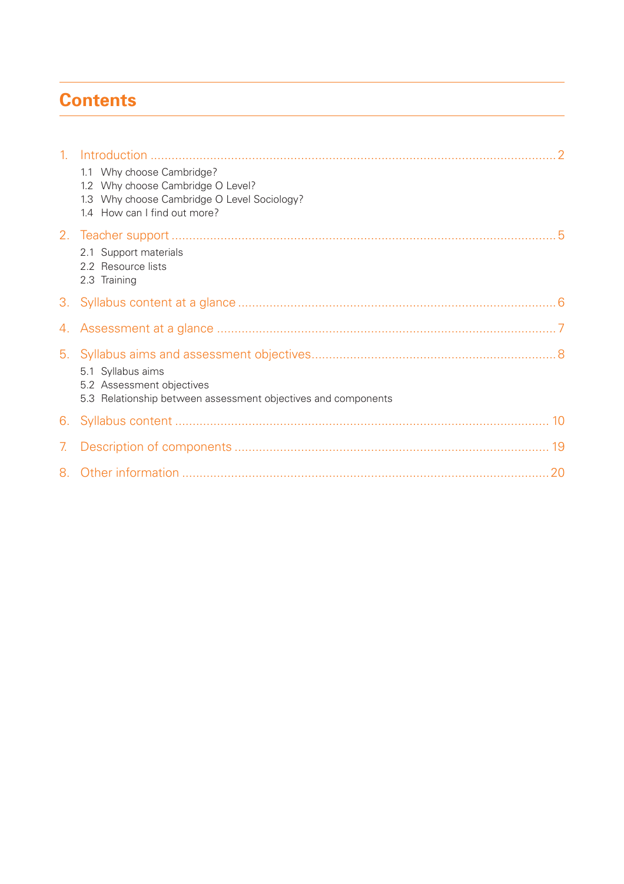# Contents

1. Introduction ..... 2
   - 1.1 Why choose Cambridge?
   - 1.2 Why choose Cambridge O Level?
   - 1.3 Why choose Cambridge O Level Sociology?
   - 1.4 How can I find out more?
2. Teacher support ..... 5
   - 2.1 Support materials
   - 2.2 Resource lists
   - 2.3 Training
3. Syllabus content at a glance ..... 6
4. Assessment at a glance ..... 7
5. Syllabus aims and assessment objectives ..... 8
   - 5.1 Syllabus aims
   - 5.2 Assessment objectives
   - 5.3 Relationship between assessment objectives and components
6. Syllabus content ..... 10
7. Description of components ..... 19
8. Other information ..... 20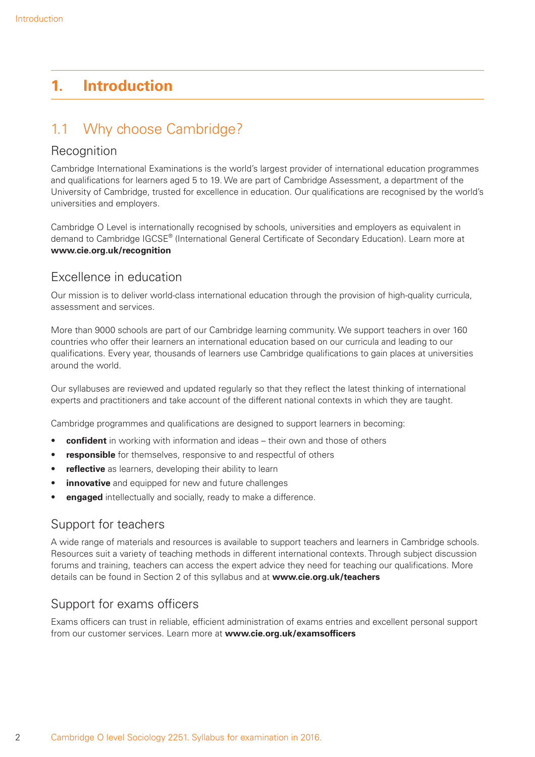# 1. Introduction

## 1.1 Why choose Cambridge?

### Recognition

Cambridge International Examinations is the world's largest provider of international education programmes and qualifications for learners aged 5 to 19. We are part of Cambridge Assessment, a department of the University of Cambridge, trusted for excellence in education. Our qualifications are recognised by the world's universities and employers.

Cambridge O Level is internationally recognised by schools, universities and employers as equivalent in demand to Cambridge IGCSE® (International General Certificate of Secondary Education). Learn more at **www.cie.org.uk/recognition**

### Excellence in education

Our mission is to deliver world-class international education through the provision of high-quality curricula, assessment and services.

More than 9000 schools are part of our Cambridge learning community. We support teachers in over 160 countries who offer their learners an international education based on our curricula and leading to our qualifications. Every year, thousands of learners use Cambridge qualifications to gain places at universities around the world.

Our syllabuses are reviewed and updated regularly so that they reflect the latest thinking of international experts and practitioners and take account of the different national contexts in which they are taught.

Cambridge programmes and qualifications are designed to support learners in becoming:

- **confident** in working with information and ideas – their own and those of others
- **responsible** for themselves, responsive to and respectful of others
- **reflective** as learners, developing their ability to learn
- **innovative** and equipped for new and future challenges
- **engaged** intellectually and socially, ready to make a difference.

### Support for teachers

A wide range of materials and resources is available to support teachers and learners in Cambridge schools. Resources suit a variety of teaching methods in different international contexts. Through subject discussion forums and training, teachers can access the expert advice they need for teaching our qualifications. More details can be found in Section 2 of this syllabus and at **www.cie.org.uk/teachers**

### Support for exams officers

Exams officers can trust in reliable, efficient administration of exams entries and excellent personal support from our customer services. Learn more at **www.cie.org.uk/examsofficers**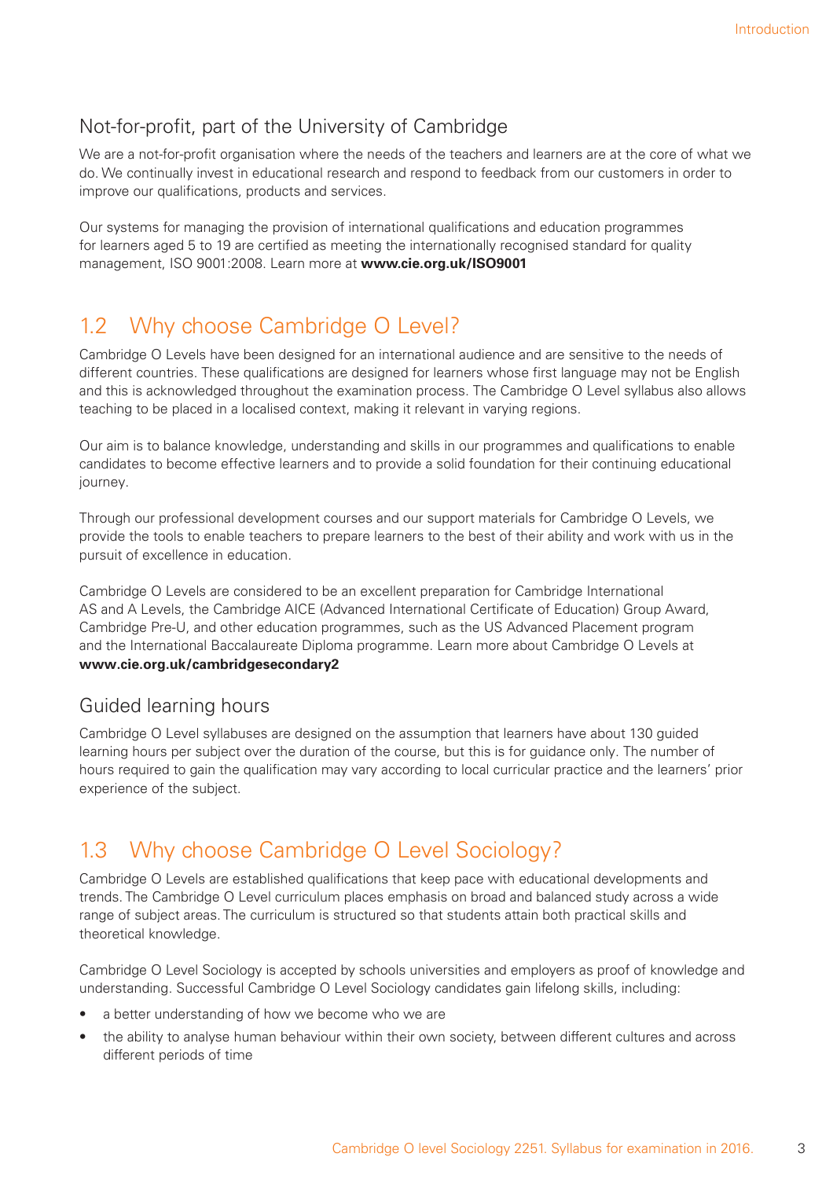### Not-for-profit, part of the University of Cambridge

We are a not-for-profit organisation where the needs of the teachers and learners are at the core of what we do. We continually invest in educational research and respond to feedback from our customers in order to improve our qualifications, products and services.

Our systems for managing the provision of international qualifications and education programmes for learners aged 5 to 19 are certified as meeting the internationally recognised standard for quality management, ISO 9001:2008. Learn more at **www.cie.org.uk/ISO9001**

## 1.2 Why choose Cambridge O Level?

Cambridge O Levels have been designed for an international audience and are sensitive to the needs of different countries. These qualifications are designed for learners whose first language may not be English and this is acknowledged throughout the examination process. The Cambridge O Level syllabus also allows teaching to be placed in a localised context, making it relevant in varying regions.

Our aim is to balance knowledge, understanding and skills in our programmes and qualifications to enable candidates to become effective learners and to provide a solid foundation for their continuing educational journey.

Through our professional development courses and our support materials for Cambridge O Levels, we provide the tools to enable teachers to prepare learners to the best of their ability and work with us in the pursuit of excellence in education.

Cambridge O Levels are considered to be an excellent preparation for Cambridge International AS and A Levels, the Cambridge AICE (Advanced International Certificate of Education) Group Award, Cambridge Pre-U, and other education programmes, such as the US Advanced Placement program and the International Baccalaureate Diploma programme. Learn more about Cambridge O Levels at **www.cie.org.uk/cambridgesecondary2**

### Guided learning hours

Cambridge O Level syllabuses are designed on the assumption that learners have about 130 guided learning hours per subject over the duration of the course, but this is for guidance only. The number of hours required to gain the qualification may vary according to local curricular practice and the learners' prior experience of the subject.

## 1.3 Why choose Cambridge O Level Sociology?

Cambridge O Levels are established qualifications that keep pace with educational developments and trends. The Cambridge O Level curriculum places emphasis on broad and balanced study across a wide range of subject areas. The curriculum is structured so that students attain both practical skills and theoretical knowledge.

Cambridge O Level Sociology is accepted by schools universities and employers as proof of knowledge and understanding. Successful Cambridge O Level Sociology candidates gain lifelong skills, including:

- a better understanding of how we become who we are
- the ability to analyse human behaviour within their own society, between different cultures and across different periods of time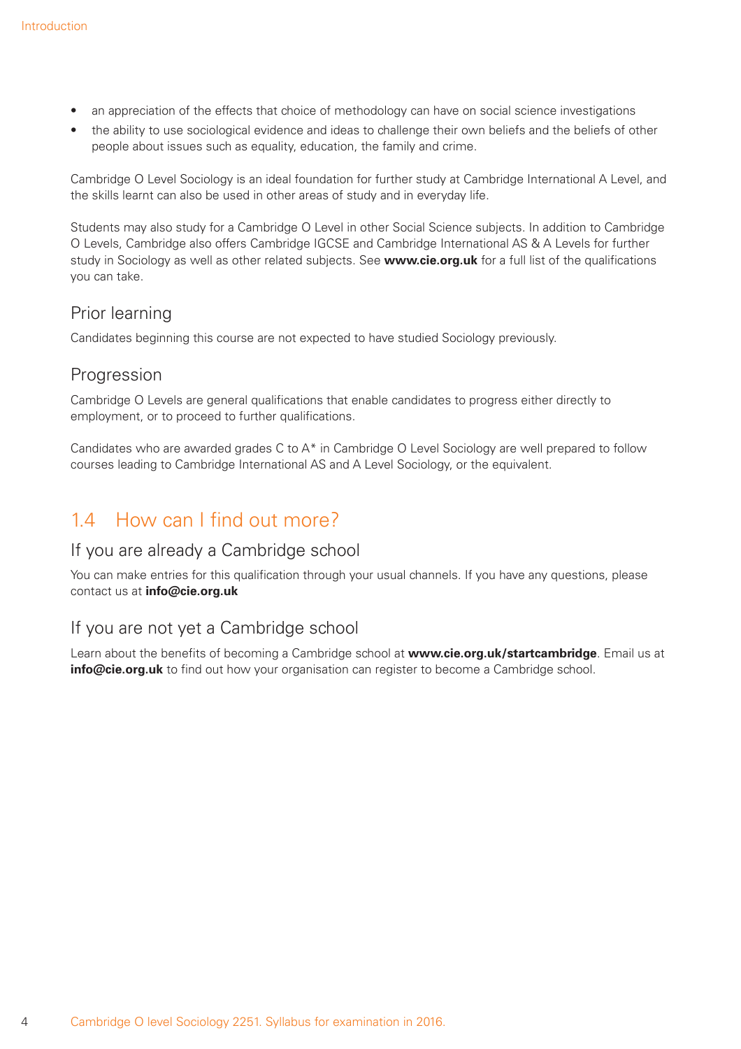- an appreciation of the effects that choice of methodology can have on social science investigations
- the ability to use sociological evidence and ideas to challenge their own beliefs and the beliefs of other people about issues such as equality, education, the family and crime.

Cambridge O Level Sociology is an ideal foundation for further study at Cambridge International A Level, and the skills learnt can also be used in other areas of study and in everyday life.

Students may also study for a Cambridge O Level in other Social Science subjects. In addition to Cambridge O Levels, Cambridge also offers Cambridge IGCSE and Cambridge International AS & A Levels for further study in Sociology as well as other related subjects. See **www.cie.org.uk** for a full list of the qualifications you can take.

### Prior learning

Candidates beginning this course are not expected to have studied Sociology previously.

### Progression

Cambridge O Levels are general qualifications that enable candidates to progress either directly to employment, or to proceed to further qualifications.

Candidates who are awarded grades C to A* in Cambridge O Level Sociology are well prepared to follow courses leading to Cambridge International AS and A Level Sociology, or the equivalent.

## 1.4 How can I find out more?

### If you are already a Cambridge school

You can make entries for this qualification through your usual channels. If you have any questions, please contact us at **info@cie.org.uk**

### If you are not yet a Cambridge school

Learn about the benefits of becoming a Cambridge school at **www.cie.org.uk/startcambridge**. Email us at **info@cie.org.uk** to find out how your organisation can register to become a Cambridge school.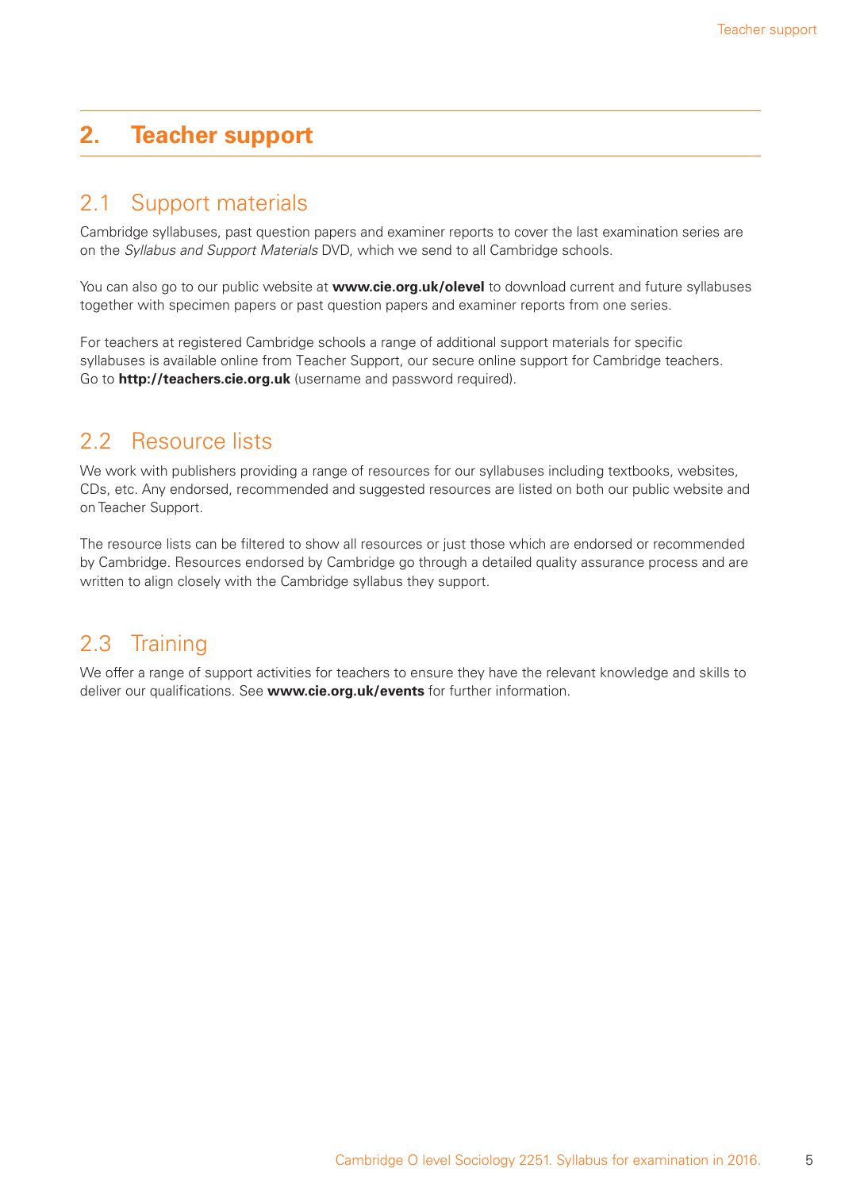# 2. Teacher support

## 2.1 Support materials

Cambridge syllabuses, past question papers and examiner reports to cover the last examination series are on the *Syllabus and Support Materials* DVD, which we send to all Cambridge schools.

You can also go to our public website at **www.cie.org.uk/olevel** to download current and future syllabuses together with specimen papers or past question papers and examiner reports from one series.

For teachers at registered Cambridge schools a range of additional support materials for specific syllabuses is available online from Teacher Support, our secure online support for Cambridge teachers. Go to **http://teachers.cie.org.uk** (username and password required).

## 2.2 Resource lists

We work with publishers providing a range of resources for our syllabuses including textbooks, websites, CDs, etc. Any endorsed, recommended and suggested resources are listed on both our public website and on Teacher Support.

The resource lists can be filtered to show all resources or just those which are endorsed or recommended by Cambridge. Resources endorsed by Cambridge go through a detailed quality assurance process and are written to align closely with the Cambridge syllabus they support.

## 2.3 Training

We offer a range of support activities for teachers to ensure they have the relevant knowledge and skills to deliver our qualifications. See **www.cie.org.uk/events** for further information.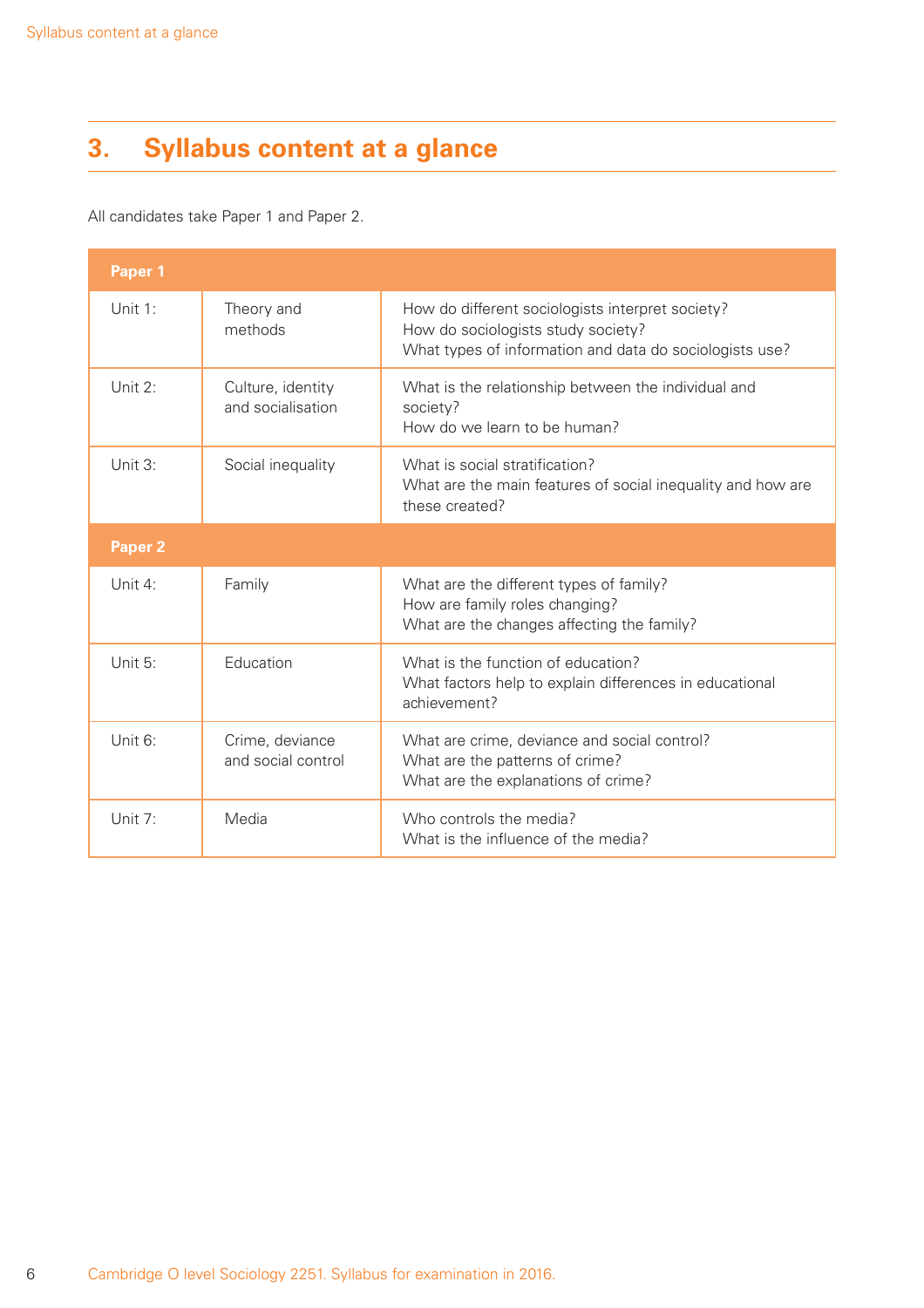# 3. Syllabus content at a glance

All candidates take Paper 1 and Paper 2.

| Paper 1 | | |
|---|---|---|
| Unit 1: | Theory and methods | How do different sociologists interpret society?<br>How do sociologists study society?<br>What types of information and data do sociologists use? |
| Unit 2: | Culture, identity and socialisation | What is the relationship between the individual and society?<br>How do we learn to be human? |
| Unit 3: | Social inequality | What is social stratification?<br>What are the main features of social inequality and how are these created? |
| **Paper 2** | | |
| Unit 4: | Family | What are the different types of family?<br>How are family roles changing?<br>What are the changes affecting the family? |
| Unit 5: | Education | What is the function of education?<br>What factors help to explain differences in educational achievement? |
| Unit 6: | Crime, deviance and social control | What are crime, deviance and social control?<br>What are the patterns of crime?<br>What are the explanations of crime? |
| Unit 7: | Media | Who controls the media?<br>What is the influence of the media? |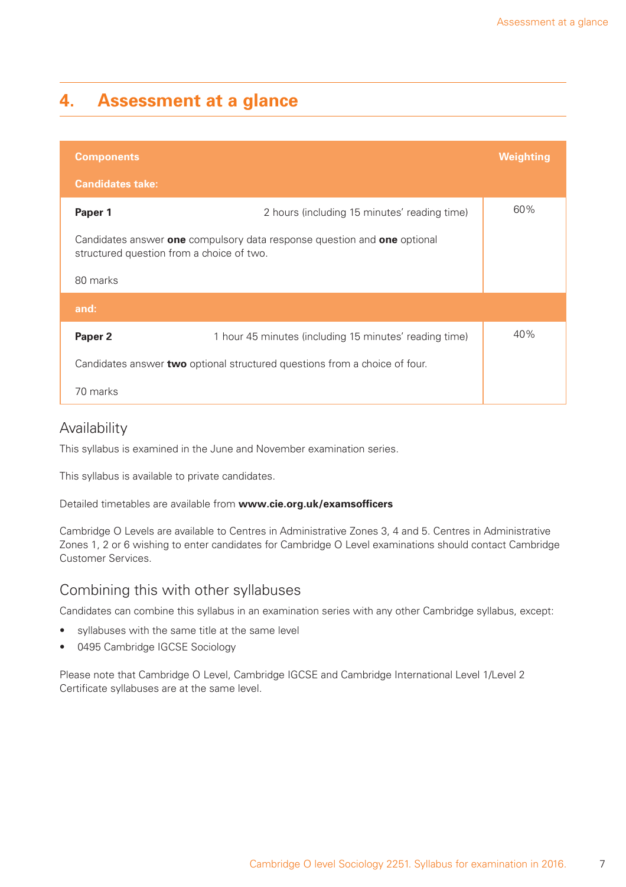# 4. Assessment at a glance

| Components<br>Candidates take: | | Weighting |
|---|---|---|
| **Paper 1** | 2 hours (including 15 minutes' reading time) | 60% |
| Candidates answer **one** compulsory data response question and **one** optional structured question from a choice of two.<br><br>80 marks | | |
| **and:** | | |
| **Paper 2** | 1 hour 45 minutes (including 15 minutes' reading time) | 40% |
| Candidates answer **two** optional structured questions from a choice of four.<br><br>70 marks | | |

## Availability

This syllabus is examined in the June and November examination series.

This syllabus is available to private candidates.

Detailed timetables are available from **www.cie.org.uk/examsofficers**

Cambridge O Levels are available to Centres in Administrative Zones 3, 4 and 5. Centres in Administrative Zones 1, 2 or 6 wishing to enter candidates for Cambridge O Level examinations should contact Cambridge Customer Services.

## Combining this with other syllabuses

Candidates can combine this syllabus in an examination series with any other Cambridge syllabus, except:

- syllabuses with the same title at the same level
- 0495 Cambridge IGCSE Sociology

Please note that Cambridge O Level, Cambridge IGCSE and Cambridge International Level 1/Level 2 Certificate syllabuses are at the same level.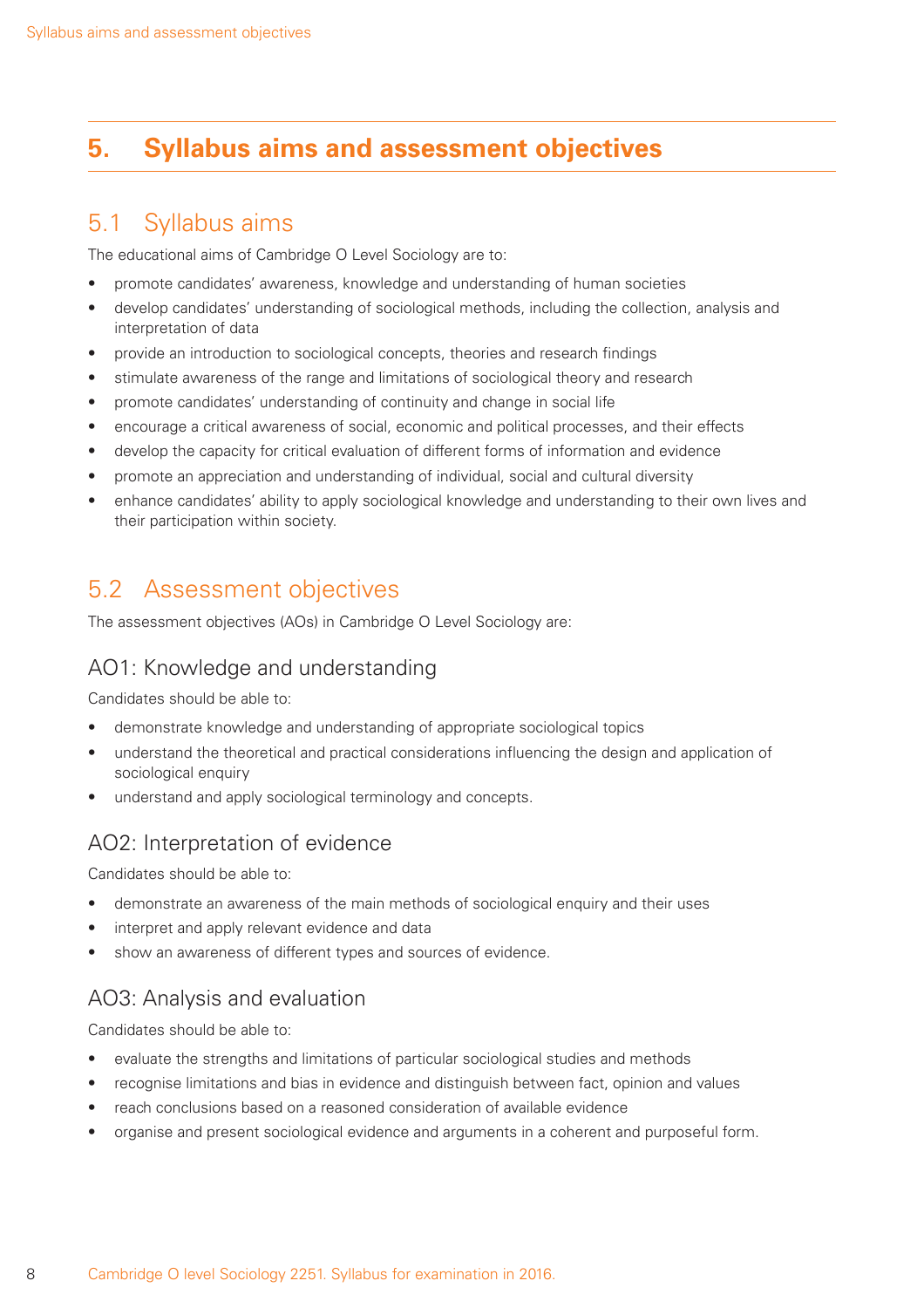# 5. Syllabus aims and assessment objectives

## 5.1 Syllabus aims

The educational aims of Cambridge O Level Sociology are to:

- promote candidates' awareness, knowledge and understanding of human societies
- develop candidates' understanding of sociological methods, including the collection, analysis and interpretation of data
- provide an introduction to sociological concepts, theories and research findings
- stimulate awareness of the range and limitations of sociological theory and research
- promote candidates' understanding of continuity and change in social life
- encourage a critical awareness of social, economic and political processes, and their effects
- develop the capacity for critical evaluation of different forms of information and evidence
- promote an appreciation and understanding of individual, social and cultural diversity
- enhance candidates' ability to apply sociological knowledge and understanding to their own lives and their participation within society.

## 5.2 Assessment objectives

The assessment objectives (AOs) in Cambridge O Level Sociology are:

### AO1: Knowledge and understanding

Candidates should be able to:

- demonstrate knowledge and understanding of appropriate sociological topics
- understand the theoretical and practical considerations influencing the design and application of sociological enquiry
- understand and apply sociological terminology and concepts.

### AO2: Interpretation of evidence

Candidates should be able to:

- demonstrate an awareness of the main methods of sociological enquiry and their uses
- interpret and apply relevant evidence and data
- show an awareness of different types and sources of evidence.

### AO3: Analysis and evaluation

Candidates should be able to:

- evaluate the strengths and limitations of particular sociological studies and methods
- recognise limitations and bias in evidence and distinguish between fact, opinion and values
- reach conclusions based on a reasoned consideration of available evidence
- organise and present sociological evidence and arguments in a coherent and purposeful form.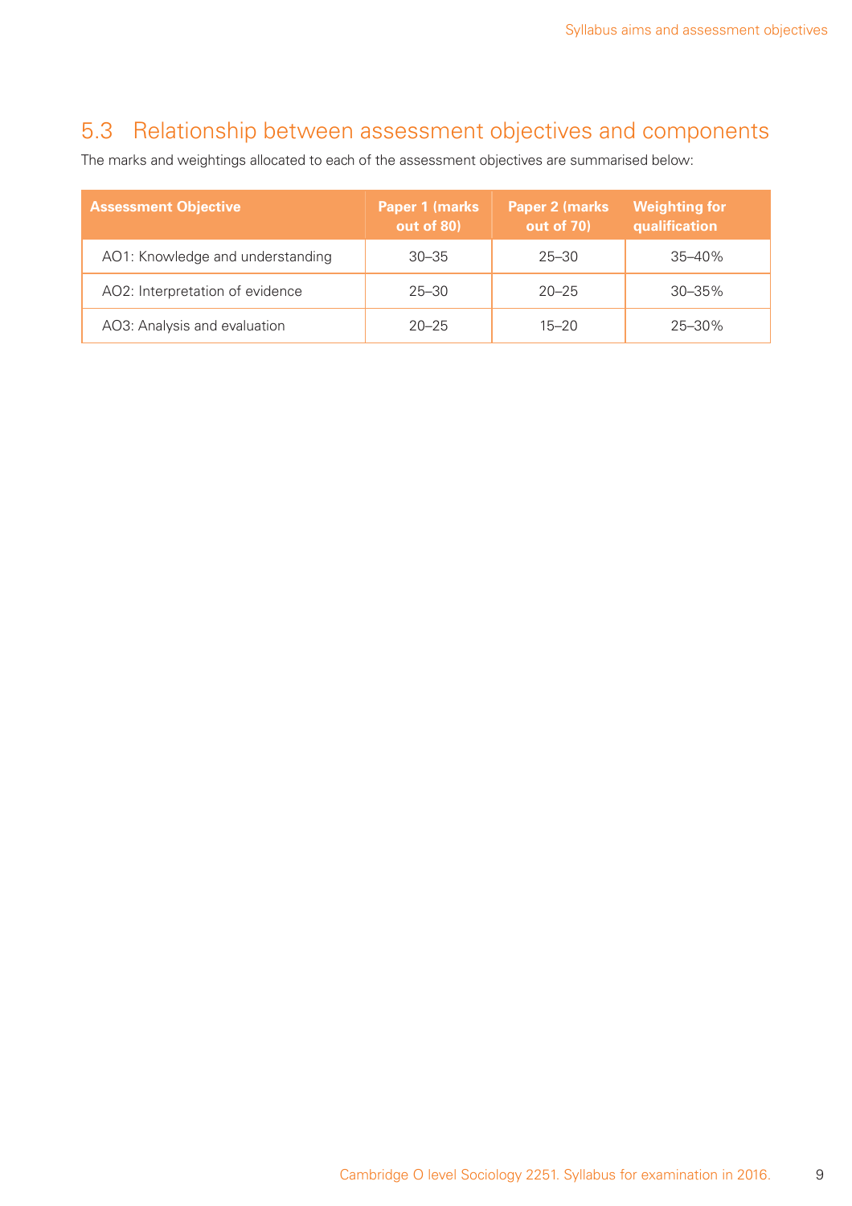## 5.3 Relationship between assessment objectives and components

The marks and weightings allocated to each of the assessment objectives are summarised below:

| Assessment Objective | Paper 1 (marks out of 80) | Paper 2 (marks out of 70) | Weighting for qualification |
|---|---|---|---|
| AO1: Knowledge and understanding | 30–35 | 25–30 | 35–40% |
| AO2: Interpretation of evidence | 25–30 | 20–25 | 30–35% |
| AO3: Analysis and evaluation | 20–25 | 15–20 | 25–30% |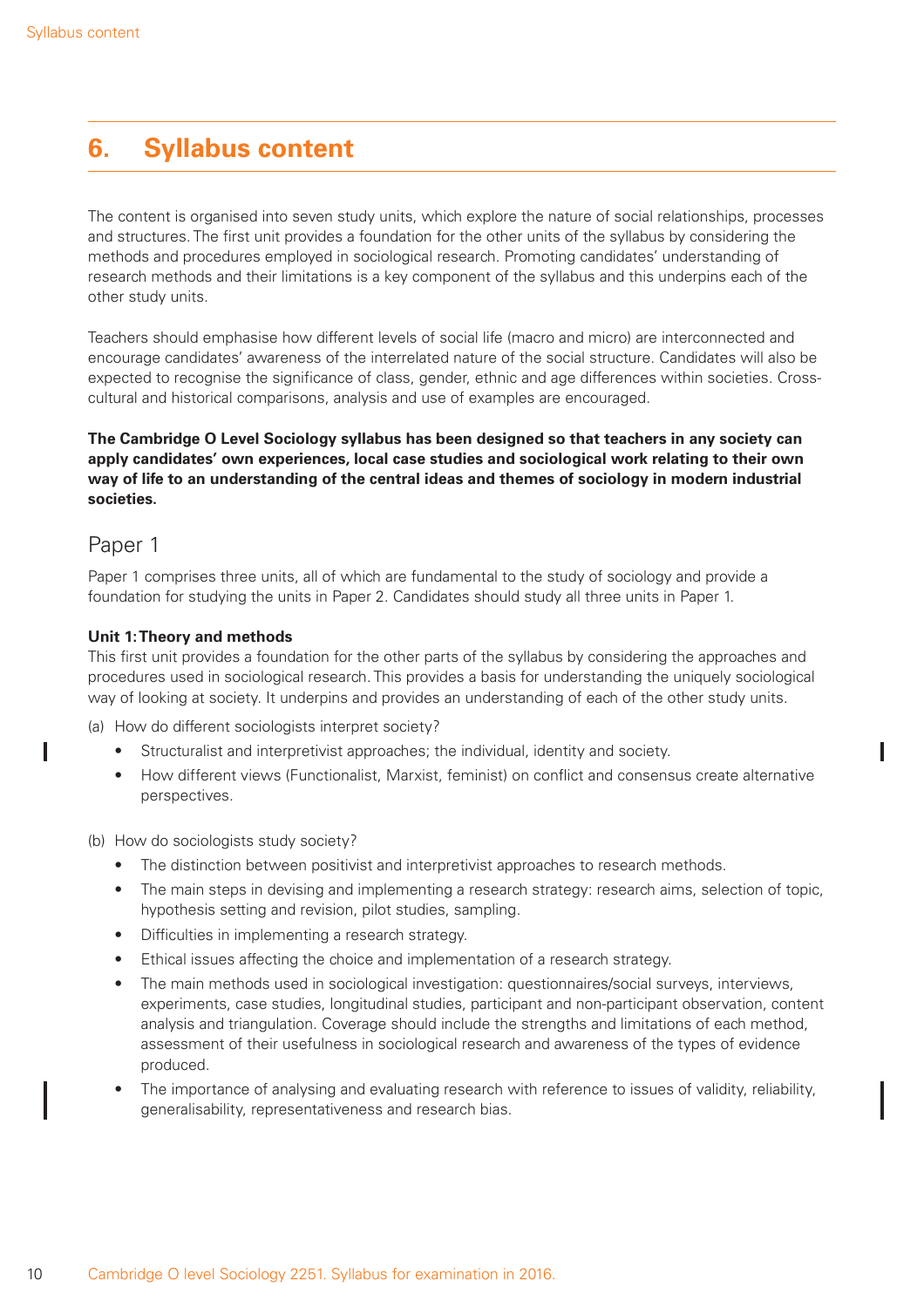## 6. Syllabus content

The content is organised into seven study units, which explore the nature of social relationships, processes and structures. The first unit provides a foundation for the other units of the syllabus by considering the methods and procedures employed in sociological research. Promoting candidates' understanding of research methods and their limitations is a key component of the syllabus and this underpins each of the other study units.

Teachers should emphasise how different levels of social life (macro and micro) are interconnected and encourage candidates' awareness of the interrelated nature of the social structure. Candidates will also be expected to recognise the significance of class, gender, ethnic and age differences within societies. Cross-cultural and historical comparisons, analysis and use of examples are encouraged.

**The Cambridge O Level Sociology syllabus has been designed so that teachers in any society can apply candidates' own experiences, local case studies and sociological work relating to their own way of life to an understanding of the central ideas and themes of sociology in modern industrial societies.**

### Paper 1

Paper 1 comprises three units, all of which are fundamental to the study of sociology and provide a foundation for studying the units in Paper 2. Candidates should study all three units in Paper 1.

**Unit 1: Theory and methods**

This first unit provides a foundation for the other parts of the syllabus by considering the approaches and procedures used in sociological research. This provides a basis for understanding the uniquely sociological way of looking at society. It underpins and provides an understanding of each of the other study units.

(a) How do different sociologists interpret society?

- Structuralist and interpretivist approaches; the individual, identity and society.
- How different views (Functionalist, Marxist, feminist) on conflict and consensus create alternative perspectives.

(b) How do sociologists study society?

- The distinction between positivist and interpretivist approaches to research methods.
- The main steps in devising and implementing a research strategy: research aims, selection of topic, hypothesis setting and revision, pilot studies, sampling.
- Difficulties in implementing a research strategy.
- Ethical issues affecting the choice and implementation of a research strategy.
- The main methods used in sociological investigation: questionnaires/social surveys, interviews, experiments, case studies, longitudinal studies, participant and non-participant observation, content analysis and triangulation. Coverage should include the strengths and limitations of each method, assessment of their usefulness in sociological research and awareness of the types of evidence produced.
- The importance of analysing and evaluating research with reference to issues of validity, reliability, generalisability, representativeness and research bias.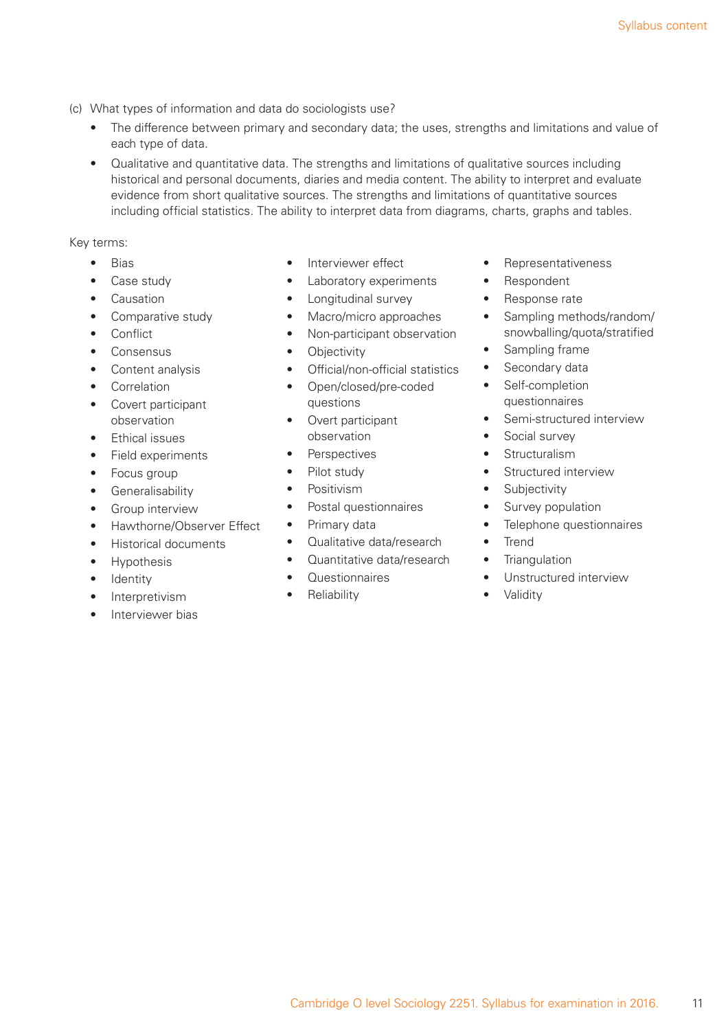(c) What types of information and data do sociologists use?

- The difference between primary and secondary data; the uses, strengths and limitations and value of each type of data.
- Qualitative and quantitative data. The strengths and limitations of qualitative sources including historical and personal documents, diaries and media content. The ability to interpret and evaluate evidence from short qualitative sources. The strengths and limitations of quantitative sources including official statistics. The ability to interpret data from diagrams, charts, graphs and tables.

Key terms:

- Bias
- Case study
- Causation
- Comparative study
- Conflict
- Consensus
- Content analysis
- Correlation
- Covert participant observation
- Ethical issues
- Field experiments
- Focus group
- Generalisability
- Group interview
- Hawthorne/Observer Effect
- Historical documents
- Hypothesis
- Identity
- Interpretivism
- Interviewer bias
- Interviewer effect
- Laboratory experiments
- Longitudinal survey
- Macro/micro approaches
- Non-participant observation
- Objectivity
- Official/non-official statistics
- Open/closed/pre-coded questions
- Overt participant observation
- Perspectives
- Pilot study
- Positivism
- Postal questionnaires
- Primary data
- Qualitative data/research
- Quantitative data/research
- Questionnaires
- Reliability
- Representativeness
- Respondent
- Response rate
- Sampling methods/random/snowballing/quota/stratified
- Sampling frame
- Secondary data
- Self-completion questionnaires
- Semi-structured interview
- Social survey
- Structuralism
- Structured interview
- Subjectivity
- Survey population
- Telephone questionnaires
- Trend
- Triangulation
- Unstructured interview
- Validity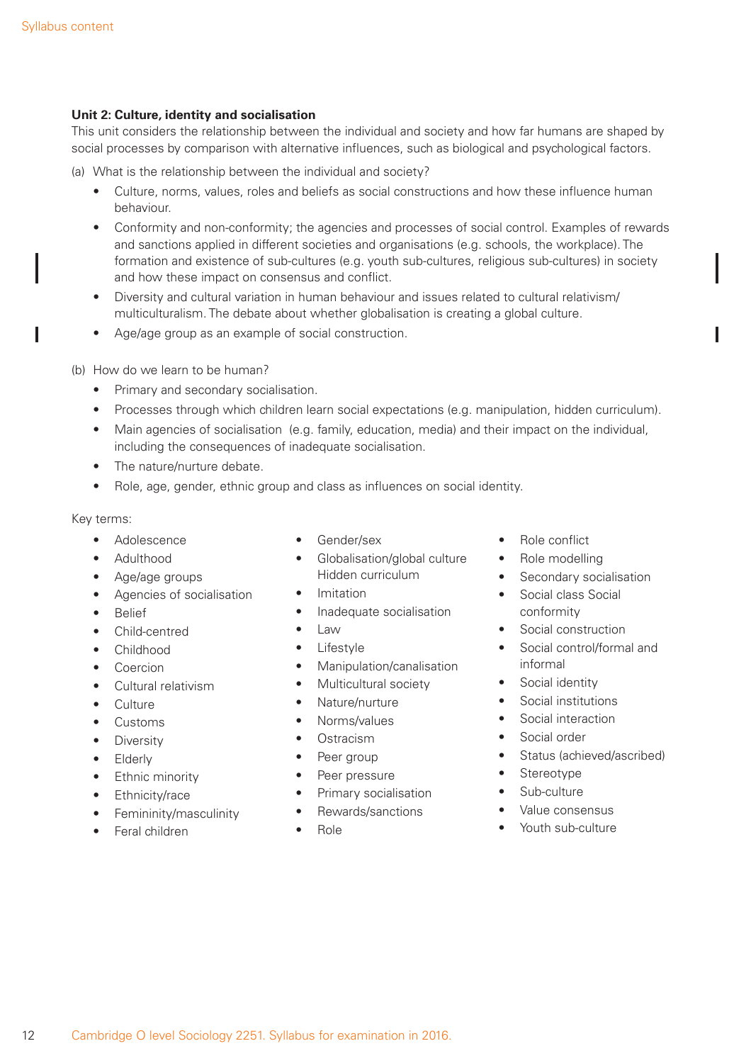### Unit 2: Culture, identity and socialisation

This unit considers the relationship between the individual and society and how far humans are shaped by social processes by comparison with alternative influences, such as biological and psychological factors.

(a) What is the relationship between the individual and society?

- Culture, norms, values, roles and beliefs as social constructions and how these influence human behaviour.
- Conformity and non-conformity; the agencies and processes of social control. Examples of rewards and sanctions applied in different societies and organisations (e.g. schools, the workplace). The formation and existence of sub-cultures (e.g. youth sub-cultures, religious sub-cultures) in society and how these impact on consensus and conflict.
- Diversity and cultural variation in human behaviour and issues related to cultural relativism/multiculturalism. The debate about whether globalisation is creating a global culture.
- Age/age group as an example of social construction.

(b) How do we learn to be human?

- Primary and secondary socialisation.
- Processes through which children learn social expectations (e.g. manipulation, hidden curriculum).
- Main agencies of socialisation (e.g. family, education, media) and their impact on the individual, including the consequences of inadequate socialisation.
- The nature/nurture debate.
- Role, age, gender, ethnic group and class as influences on social identity.

Key terms:

- Adolescence
- Adulthood
- Age/age groups
- Agencies of socialisation
- Belief
- Child-centred
- Childhood
- Coercion
- Cultural relativism
- Culture
- Customs
- Diversity
- Elderly
- Ethnic minority
- Ethnicity/race
- Femininity/masculinity
- Feral children
- Gender/sex
- Globalisation/global culture Hidden curriculum
- Imitation
- Inadequate socialisation
- Law
- Lifestyle
- Manipulation/canalisation
- Multicultural society
- Nature/nurture
- Norms/values
- Ostracism
- Peer group
- Peer pressure
- Primary socialisation
- Rewards/sanctions
- Role
- Role conflict
- Role modelling
- Secondary socialisation
- Social class Social conformity
- Social construction
- Social control/formal and informal
- Social identity
- Social institutions
- Social interaction
- Social order
- Status (achieved/ascribed)
- Stereotype
- Sub-culture
- Value consensus
- Youth sub-culture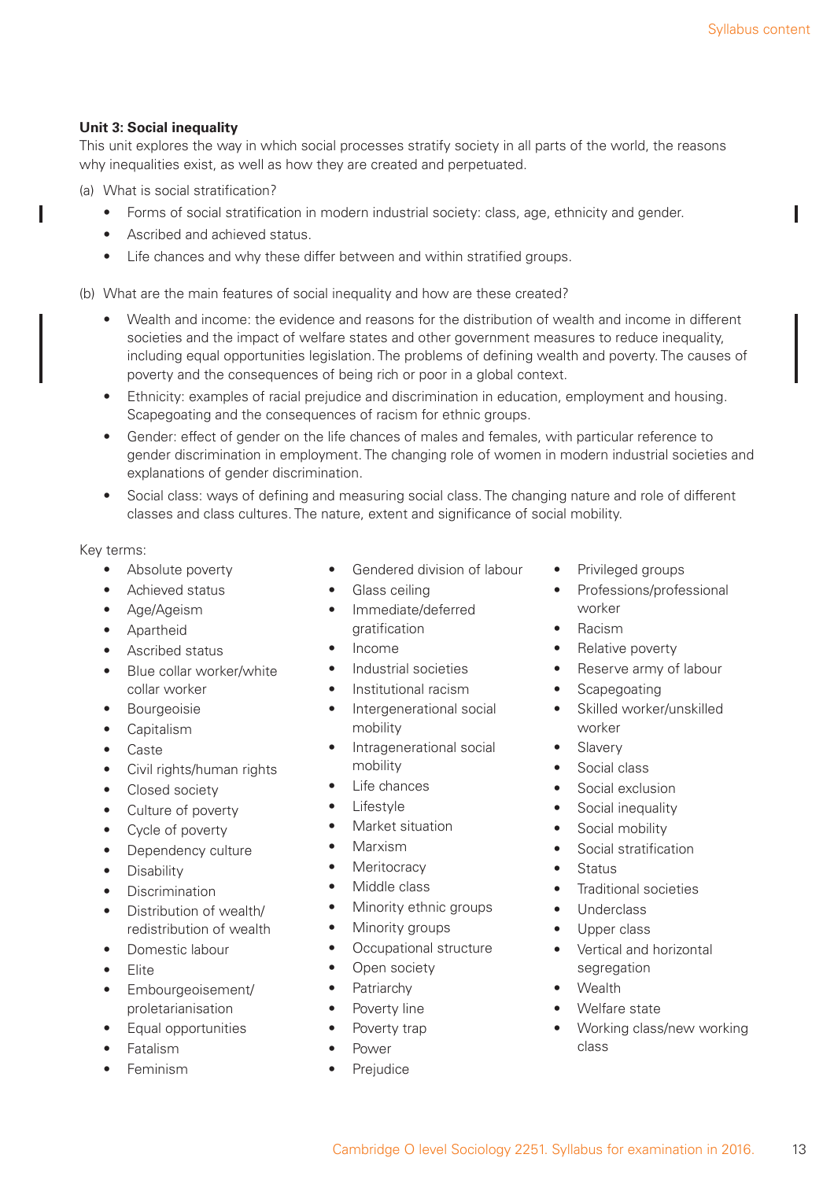**Unit 3: Social inequality**

This unit explores the way in which social processes stratify society in all parts of the world, the reasons why inequalities exist, as well as how they are created and perpetuated.

(a) What is social stratification?

- Forms of social stratification in modern industrial society: class, age, ethnicity and gender.
- Ascribed and achieved status.
- Life chances and why these differ between and within stratified groups.

(b) What are the main features of social inequality and how are these created?

- Wealth and income: the evidence and reasons for the distribution of wealth and income in different societies and the impact of welfare states and other government measures to reduce inequality, including equal opportunities legislation. The problems of defining wealth and poverty. The causes of poverty and the consequences of being rich or poor in a global context.
- Ethnicity: examples of racial prejudice and discrimination in education, employment and housing. Scapegoating and the consequences of racism for ethnic groups.
- Gender: effect of gender on the life chances of males and females, with particular reference to gender discrimination in employment. The changing role of women in modern industrial societies and explanations of gender discrimination.
- Social class: ways of defining and measuring social class. The changing nature and role of different classes and class cultures. The nature, extent and significance of social mobility.

Key terms:

- Absolute poverty
- Achieved status
- Age/Ageism
- Apartheid
- Ascribed status
- Blue collar worker/white collar worker
- Bourgeoisie
- Capitalism
- Caste
- Civil rights/human rights
- Closed society
- Culture of poverty
- Cycle of poverty
- Dependency culture
- Disability
- Discrimination
- Distribution of wealth/ redistribution of wealth
- Domestic labour
- Elite
- Embourgeoisement/ proletarianisation
- Equal opportunities
- Fatalism
- Feminism
- Gendered division of labour
- Glass ceiling
- Immediate/deferred gratification
- Income
- Industrial societies
- Institutional racism
- Intergenerational social mobility
- Intragenerational social mobility
- Life chances
- Lifestyle
- Market situation
- Marxism
- Meritocracy
- Middle class
- Minority ethnic groups
- Minority groups
- Occupational structure
- Open society
- Patriarchy
- Poverty line
- Poverty trap
- Power
- Prejudice
- Privileged groups
- Professions/professional worker
- Racism
- Relative poverty
- Reserve army of labour
- Scapegoating
- Skilled worker/unskilled worker
- Slavery
- Social class
- Social exclusion
- Social inequality
- Social mobility
- Social stratification
- Status
- Traditional societies
- Underclass
- Upper class
- Vertical and horizontal segregation
- Wealth
- Welfare state
- Working class/new working class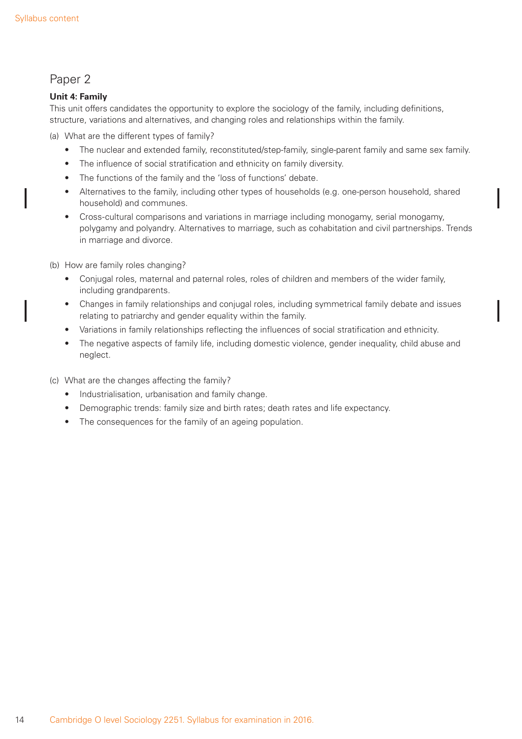## Paper 2

**Unit 4: Family**

This unit offers candidates the opportunity to explore the sociology of the family, including definitions, structure, variations and alternatives, and changing roles and relationships within the family.

(a) What are the different types of family?

- The nuclear and extended family, reconstituted/step-family, single-parent family and same sex family.
- The influence of social stratification and ethnicity on family diversity.
- The functions of the family and the 'loss of functions' debate.
- Alternatives to the family, including other types of households (e.g. one-person household, shared household) and communes.
- Cross-cultural comparisons and variations in marriage including monogamy, serial monogamy, polygamy and polyandry. Alternatives to marriage, such as cohabitation and civil partnerships. Trends in marriage and divorce.

(b) How are family roles changing?

- Conjugal roles, maternal and paternal roles, roles of children and members of the wider family, including grandparents.
- Changes in family relationships and conjugal roles, including symmetrical family debate and issues relating to patriarchy and gender equality within the family.
- Variations in family relationships reflecting the influences of social stratification and ethnicity.
- The negative aspects of family life, including domestic violence, gender inequality, child abuse and neglect.

(c) What are the changes affecting the family?

- Industrialisation, urbanisation and family change.
- Demographic trends: family size and birth rates; death rates and life expectancy.
- The consequences for the family of an ageing population.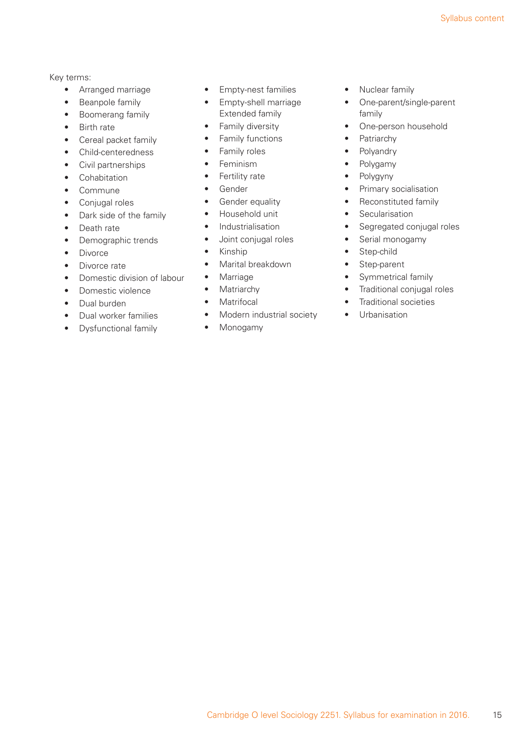Key terms:

- Arranged marriage
- Beanpole family
- Boomerang family
- Birth rate
- Cereal packet family
- Child-centeredness
- Civil partnerships
- Cohabitation
- Commune
- Conjugal roles
- Dark side of the family
- Death rate
- Demographic trends
- Divorce
- Divorce rate
- Domestic division of labour
- Domestic violence
- Dual burden
- Dual worker families
- Dysfunctional family
- Empty-nest families
- Empty-shell marriage
  Extended family
- Family diversity
- Family functions
- Family roles
- Feminism
- Fertility rate
- Gender
- Gender equality
- Household unit
- Industrialisation
- Joint conjugal roles
- Kinship
- Marital breakdown
- Marriage
- Matriarchy
- Matrifocal
- Modern industrial society
- Monogamy
- Nuclear family
- One-parent/single-parent family
- One-person household
- Patriarchy
- Polyandry
- Polygamy
- Polygyny
- Primary socialisation
- Reconstituted family
- Secularisation
- Segregated conjugal roles
- Serial monogamy
- Step-child
- Step-parent
- Symmetrical family
- Traditional conjugal roles
- Traditional societies
- Urbanisation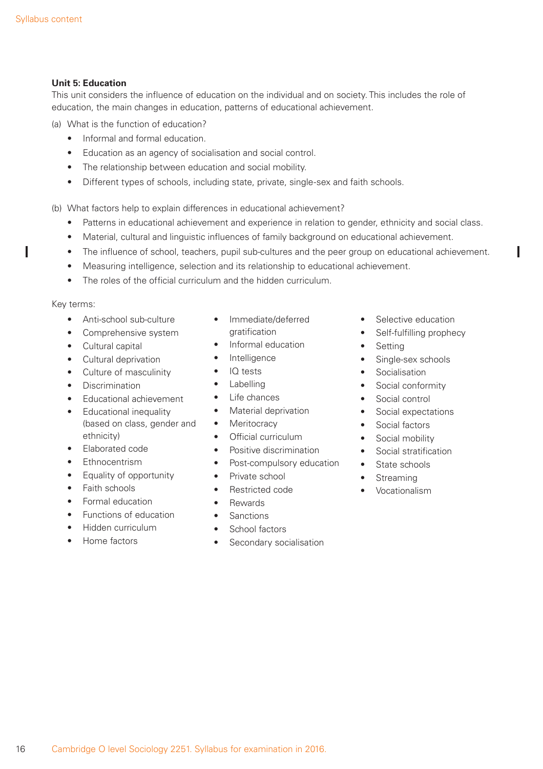### Unit 5: Education

This unit considers the influence of education on the individual and on society. This includes the role of education, the main changes in education, patterns of educational achievement.

(a) What is the function of education?

- Informal and formal education.
- Education as an agency of socialisation and social control.
- The relationship between education and social mobility.
- Different types of schools, including state, private, single-sex and faith schools.

(b) What factors help to explain differences in educational achievement?

- Patterns in educational achievement and experience in relation to gender, ethnicity and social class.
- Material, cultural and linguistic influences of family background on educational achievement.
- The influence of school, teachers, pupil sub-cultures and the peer group on educational achievement.
- Measuring intelligence, selection and its relationship to educational achievement.
- The roles of the official curriculum and the hidden curriculum.

Key terms:

- Anti-school sub-culture
- Comprehensive system
- Cultural capital
- Cultural deprivation
- Culture of masculinity
- Discrimination
- Educational achievement
- Educational inequality (based on class, gender and ethnicity)
- Elaborated code
- Ethnocentrism
- Equality of opportunity
- Faith schools
- Formal education
- Functions of education
- Hidden curriculum
- Home factors
- Immediate/deferred gratification
- Informal education
- Intelligence
- IQ tests
- Labelling
- Life chances
- Material deprivation
- Meritocracy
- Official curriculum
- Positive discrimination
- Post-compulsory education
- Private school
- Restricted code
- Rewards
- Sanctions
- School factors
- Secondary socialisation
- Selective education
- Self-fulfilling prophecy
- Setting
- Single-sex schools
- Socialisation
- Social conformity
- Social control
- Social expectations
- Social factors
- Social mobility
- Social stratification
- State schools
- Streaming
- Vocationalism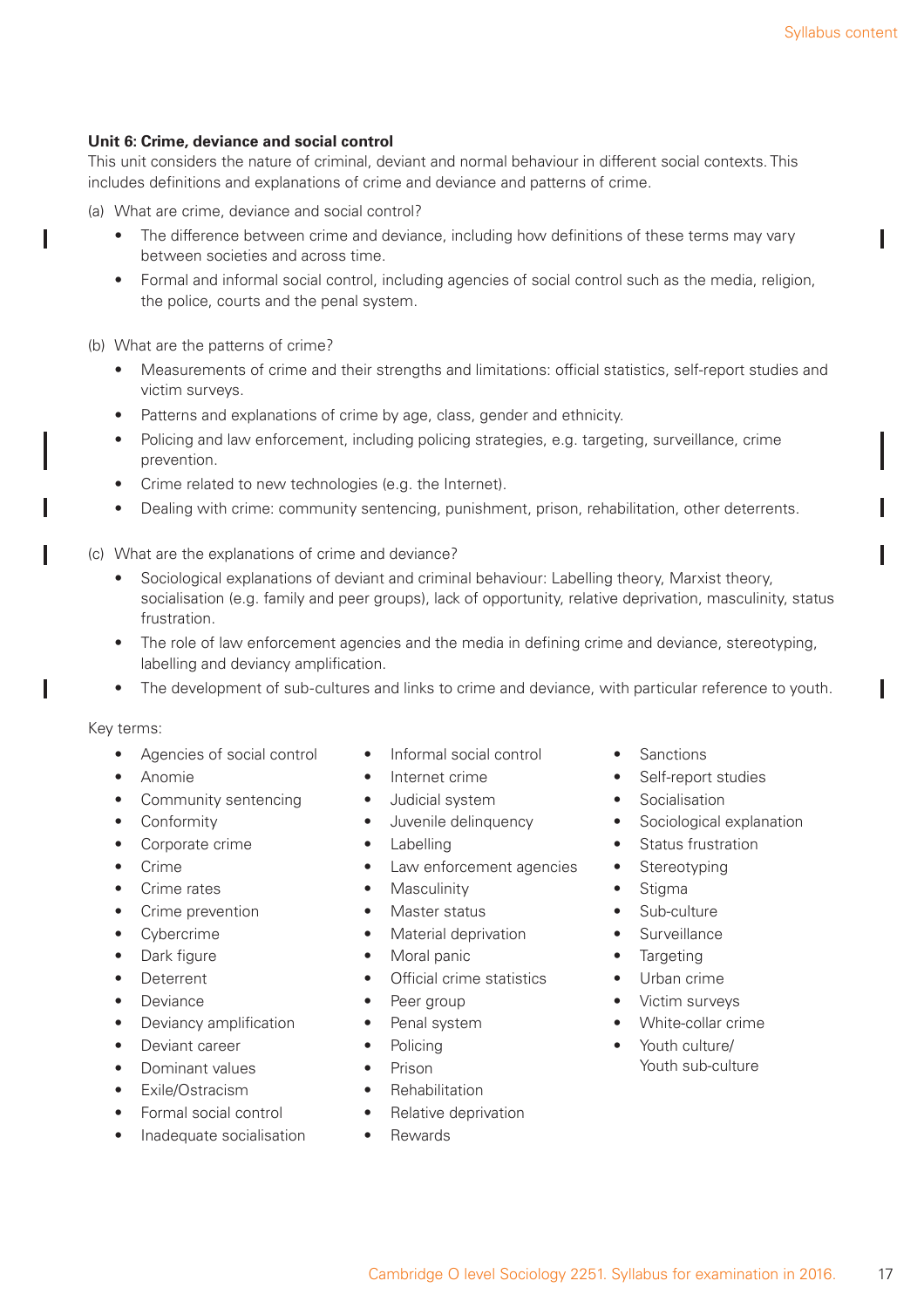### Unit 6: Crime, deviance and social control

This unit considers the nature of criminal, deviant and normal behaviour in different social contexts. This includes definitions and explanations of crime and deviance and patterns of crime.

(a) What are crime, deviance and social control?

- The difference between crime and deviance, including how definitions of these terms may vary between societies and across time.
- Formal and informal social control, including agencies of social control such as the media, religion, the police, courts and the penal system.

(b) What are the patterns of crime?

- Measurements of crime and their strengths and limitations: official statistics, self-report studies and victim surveys.
- Patterns and explanations of crime by age, class, gender and ethnicity.
- Policing and law enforcement, including policing strategies, e.g. targeting, surveillance, crime prevention.
- Crime related to new technologies (e.g. the Internet).
- Dealing with crime: community sentencing, punishment, prison, rehabilitation, other deterrents.

(c) What are the explanations of crime and deviance?

- Sociological explanations of deviant and criminal behaviour: Labelling theory, Marxist theory, socialisation (e.g. family and peer groups), lack of opportunity, relative deprivation, masculinity, status frustration.
- The role of law enforcement agencies and the media in defining crime and deviance, stereotyping, labelling and deviancy amplification.
- The development of sub-cultures and links to crime and deviance, with particular reference to youth.

Key terms:

- Agencies of social control
- Anomie
- Community sentencing
- Conformity
- Corporate crime
- Crime
- Crime rates
- Crime prevention
- Cybercrime
- Dark figure
- Deterrent
- Deviance
- Deviancy amplification
- Deviant career
- Dominant values
- Exile/Ostracism
- Formal social control
- Inadequate socialisation
- Informal social control
- Internet crime
- Judicial system
- Juvenile delinquency
- Labelling
- Law enforcement agencies
- Masculinity
- Master status
- Material deprivation
- Moral panic
- Official crime statistics
- Peer group
- Penal system
- Policing
- Prison
- Rehabilitation
- Relative deprivation
- Rewards
- Sanctions
- Self-report studies
- Socialisation
- Sociological explanation
- Status frustration
- Stereotyping
- Stigma
- Sub-culture
- Surveillance
- Targeting
- Urban crime
- Victim surveys
- White-collar crime
- Youth culture/ Youth sub-culture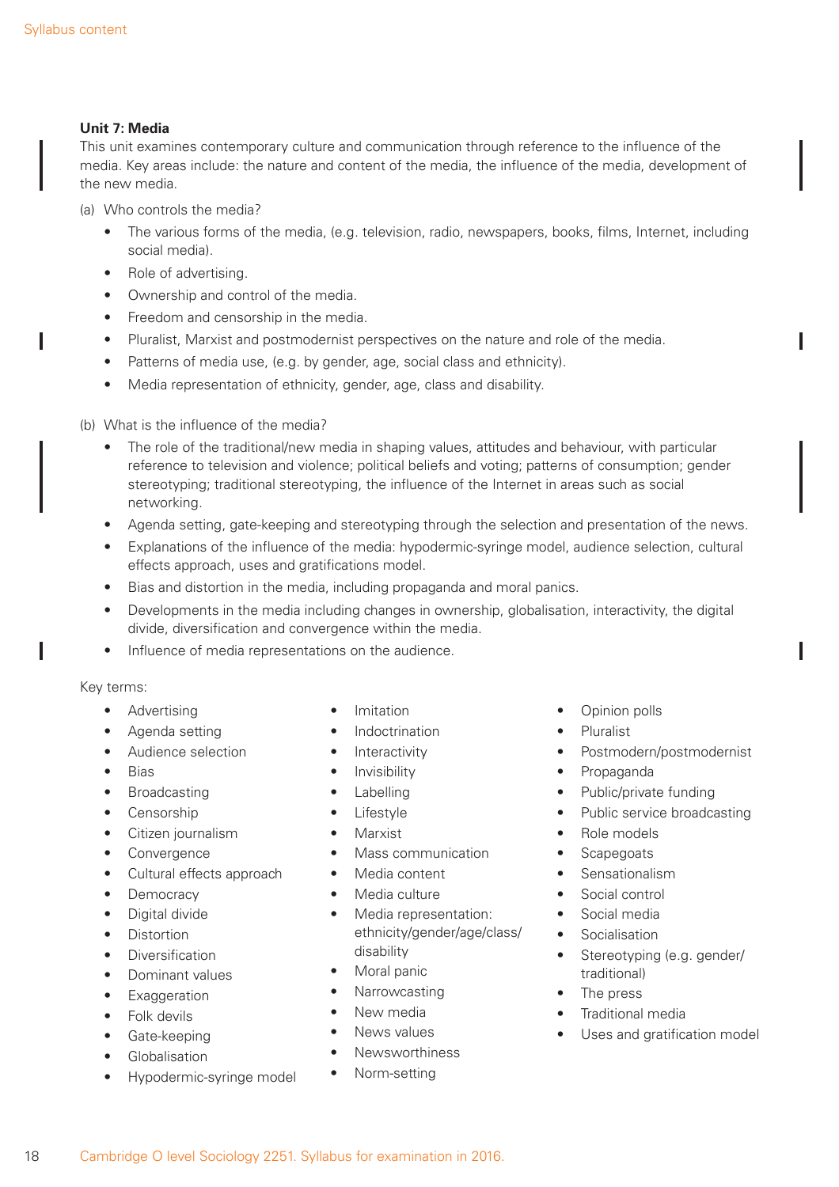### Unit 7: Media

This unit examines contemporary culture and communication through reference to the influence of the media. Key areas include: the nature and content of the media, the influence of the media, development of the new media.

(a) Who controls the media?

- The various forms of the media, (e.g. television, radio, newspapers, books, films, Internet, including social media).
- Role of advertising.
- Ownership and control of the media.
- Freedom and censorship in the media.
- Pluralist, Marxist and postmodernist perspectives on the nature and role of the media.
- Patterns of media use, (e.g. by gender, age, social class and ethnicity).
- Media representation of ethnicity, gender, age, class and disability.

(b) What is the influence of the media?

- The role of the traditional/new media in shaping values, attitudes and behaviour, with particular reference to television and violence; political beliefs and voting; patterns of consumption; gender stereotyping; traditional stereotyping, the influence of the Internet in areas such as social networking.
- Agenda setting, gate-keeping and stereotyping through the selection and presentation of the news.
- Explanations of the influence of the media: hypodermic-syringe model, audience selection, cultural effects approach, uses and gratifications model.
- Bias and distortion in the media, including propaganda and moral panics.
- Developments in the media including changes in ownership, globalisation, interactivity, the digital divide, diversification and convergence within the media.
- Influence of media representations on the audience.

Key terms:

- Advertising
- Agenda setting
- Audience selection
- Bias
- Broadcasting
- Censorship
- Citizen journalism
- Convergence
- Cultural effects approach
- Democracy
- Digital divide
- Distortion
- Diversification
- Dominant values
- Exaggeration
- Folk devils
- Gate-keeping
- Globalisation
- Hypodermic-syringe model
- Imitation
- Indoctrination
- Interactivity
- Invisibility
- Labelling
- Lifestyle
- Marxist
- Mass communication
- Media content
- Media culture
- Media representation: ethnicity/gender/age/class/disability
- Moral panic
- Narrowcasting
- New media
- News values
- Newsworthiness
- Norm-setting
- Opinion polls
- Pluralist
- Postmodern/postmodernist
- Propaganda
- Public/private funding
- Public service broadcasting
- Role models
- Scapegoats
- Sensationalism
- Social control
- Social media
- Socialisation
- Stereotyping (e.g. gender/traditional)
- The press
- Traditional media
- Uses and gratification model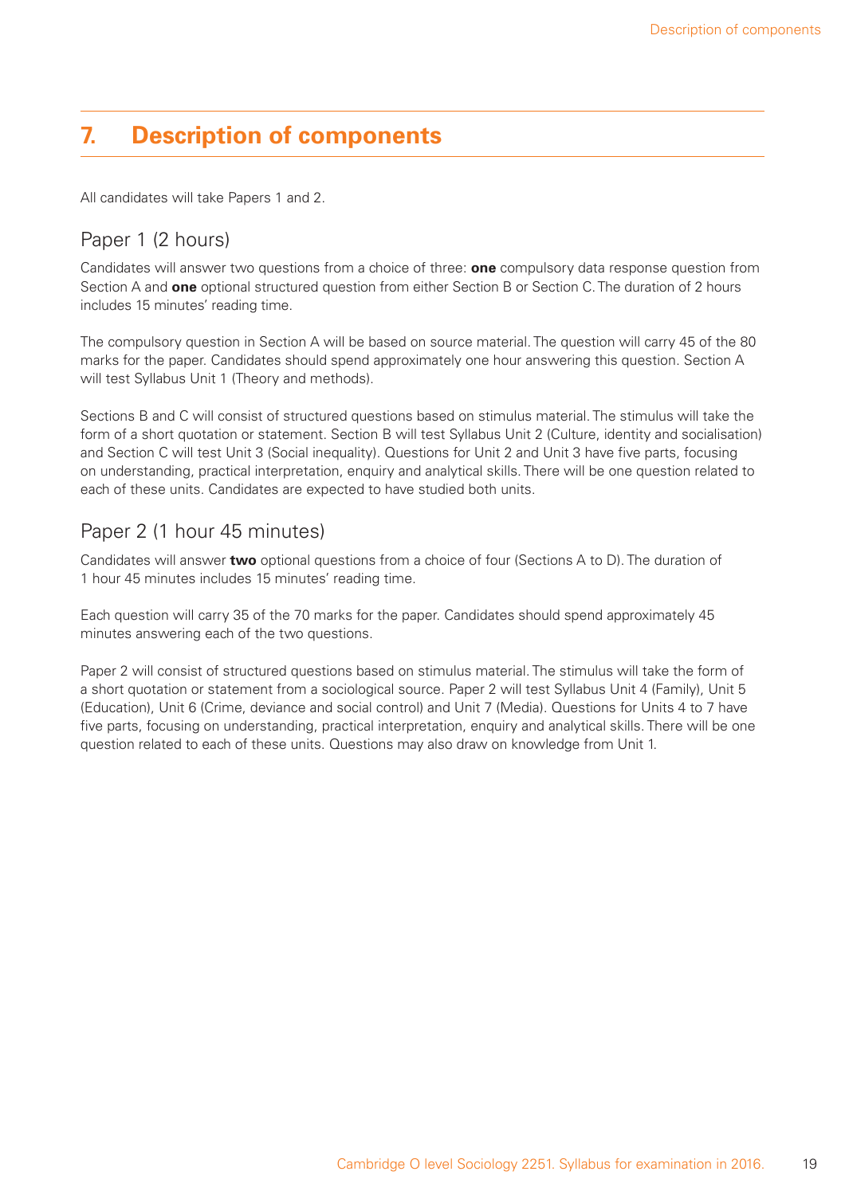# 7. Description of components

All candidates will take Papers 1 and 2.

## Paper 1 (2 hours)

Candidates will answer two questions from a choice of three: **one** compulsory data response question from Section A and **one** optional structured question from either Section B or Section C. The duration of 2 hours includes 15 minutes' reading time.

The compulsory question in Section A will be based on source material. The question will carry 45 of the 80 marks for the paper. Candidates should spend approximately one hour answering this question. Section A will test Syllabus Unit 1 (Theory and methods).

Sections B and C will consist of structured questions based on stimulus material. The stimulus will take the form of a short quotation or statement. Section B will test Syllabus Unit 2 (Culture, identity and socialisation) and Section C will test Unit 3 (Social inequality). Questions for Unit 2 and Unit 3 have five parts, focusing on understanding, practical interpretation, enquiry and analytical skills. There will be one question related to each of these units. Candidates are expected to have studied both units.

## Paper 2 (1 hour 45 minutes)

Candidates will answer **two** optional questions from a choice of four (Sections A to D). The duration of 1 hour 45 minutes includes 15 minutes' reading time.

Each question will carry 35 of the 70 marks for the paper. Candidates should spend approximately 45 minutes answering each of the two questions.

Paper 2 will consist of structured questions based on stimulus material. The stimulus will take the form of a short quotation or statement from a sociological source. Paper 2 will test Syllabus Unit 4 (Family), Unit 5 (Education), Unit 6 (Crime, deviance and social control) and Unit 7 (Media). Questions for Units 4 to 7 have five parts, focusing on understanding, practical interpretation, enquiry and analytical skills. There will be one question related to each of these units. Questions may also draw on knowledge from Unit 1.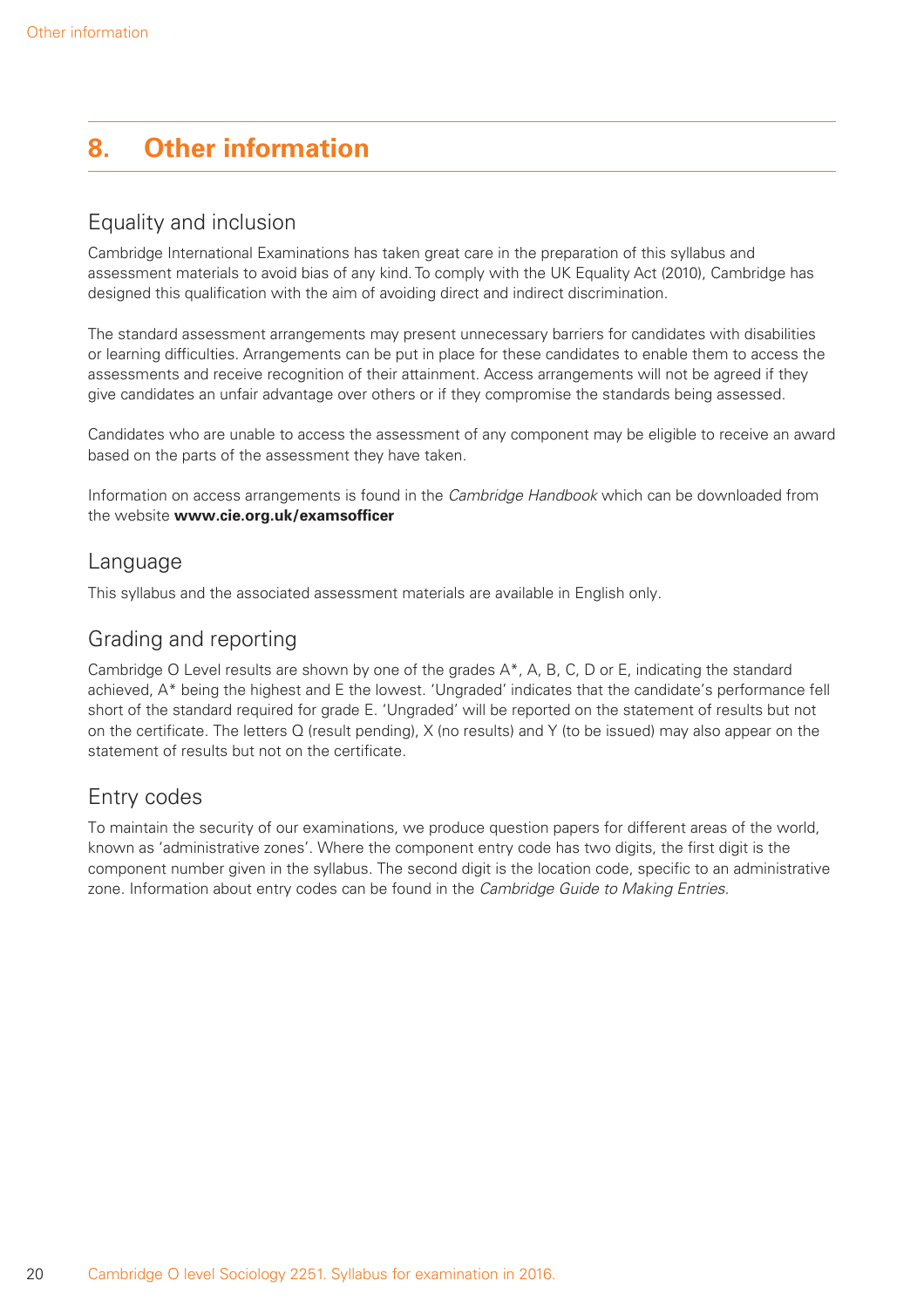# 8. Other information

## Equality and inclusion

Cambridge International Examinations has taken great care in the preparation of this syllabus and assessment materials to avoid bias of any kind. To comply with the UK Equality Act (2010), Cambridge has designed this qualification with the aim of avoiding direct and indirect discrimination.

The standard assessment arrangements may present unnecessary barriers for candidates with disabilities or learning difficulties. Arrangements can be put in place for these candidates to enable them to access the assessments and receive recognition of their attainment. Access arrangements will not be agreed if they give candidates an unfair advantage over others or if they compromise the standards being assessed.

Candidates who are unable to access the assessment of any component may be eligible to receive an award based on the parts of the assessment they have taken.

Information on access arrangements is found in the *Cambridge Handbook* which can be downloaded from the website **www.cie.org.uk/examsofficer**

## Language

This syllabus and the associated assessment materials are available in English only.

## Grading and reporting

Cambridge O Level results are shown by one of the grades A*, A, B, C, D or E, indicating the standard achieved, A* being the highest and E the lowest. 'Ungraded' indicates that the candidate's performance fell short of the standard required for grade E. 'Ungraded' will be reported on the statement of results but not on the certificate. The letters Q (result pending), X (no results) and Y (to be issued) may also appear on the statement of results but not on the certificate.

## Entry codes

To maintain the security of our examinations, we produce question papers for different areas of the world, known as 'administrative zones'. Where the component entry code has two digits, the first digit is the component number given in the syllabus. The second digit is the location code, specific to an administrative zone. Information about entry codes can be found in the *Cambridge Guide to Making Entries*.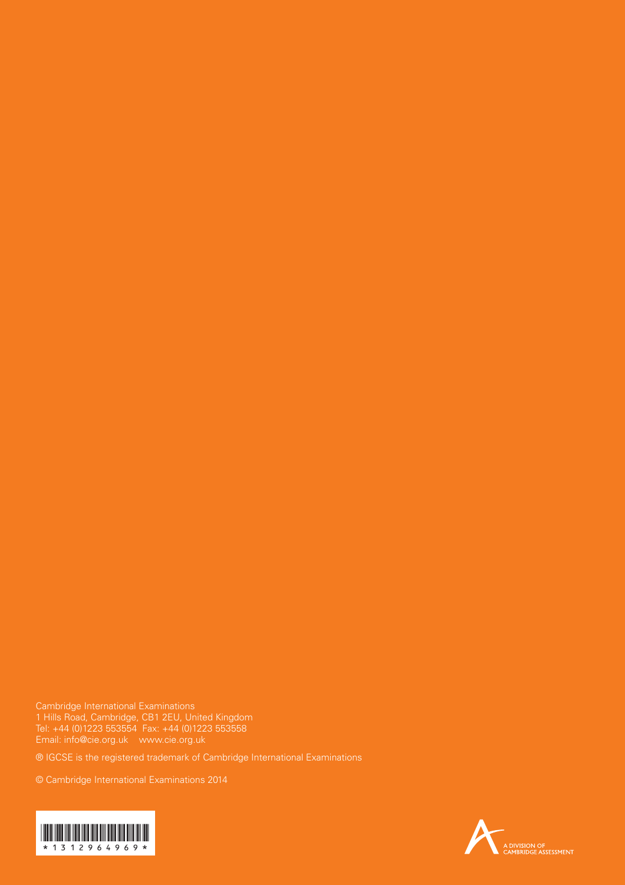Cambridge International Examinations
1 Hills Road, Cambridge, CB1 2EU, United Kingdom
Tel: +44 (0)1223 553554 Fax: +44 (0)1223 553558
Email: info@cie.org.uk www.cie.org.uk

® IGCSE is the registered trademark of Cambridge International Examinations

© Cambridge International Examinations 2014

* 1 3 1 2 9 6 4 9 6 9 *

A DIVISION OF
CAMBRIDGE ASSESSMENT